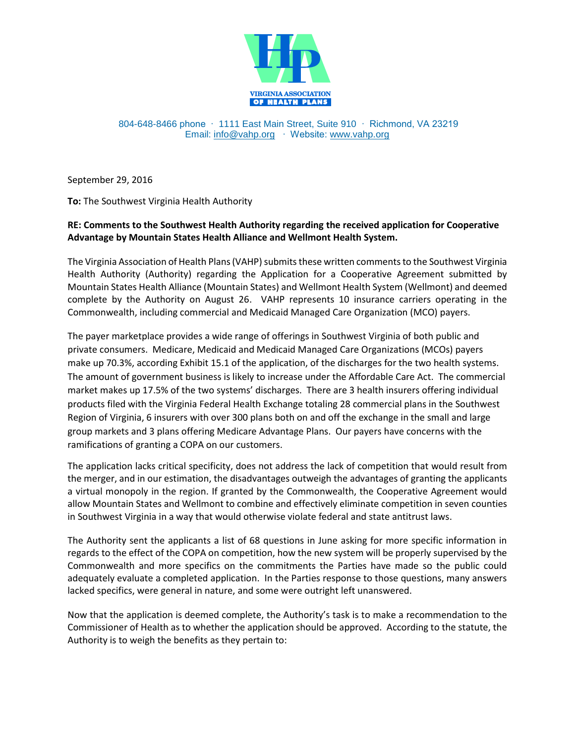VIRGINIA ASSOCIATION OF HEALTH PLANS

804-648-8466 phone · 1111 East Main Street, Suite 910 · Richmond, VA 23219
Email: info@vahp.org · Website: www.vahp.org

September 29, 2016

**To:** The Southwest Virginia Health Authority

**RE: Comments to the Southwest Health Authority regarding the received application for Cooperative Advantage by Mountain States Health Alliance and Wellmont Health System.**

The Virginia Association of Health Plans (VAHP) submits these written comments to the Southwest Virginia Health Authority (Authority) regarding the Application for a Cooperative Agreement submitted by Mountain States Health Alliance (Mountain States) and Wellmont Health System (Wellmont) and deemed complete by the Authority on August 26. VAHP represents 10 insurance carriers operating in the Commonwealth, including commercial and Medicaid Managed Care Organization (MCO) payers.

The payer marketplace provides a wide range of offerings in Southwest Virginia of both public and private consumers. Medicare, Medicaid and Medicaid Managed Care Organizations (MCOs) payers make up 70.3%, according Exhibit 15.1 of the application, of the discharges for the two health systems. The amount of government business is likely to increase under the Affordable Care Act. The commercial market makes up 17.5% of the two systems' discharges. There are 3 health insurers offering individual products filed with the Virginia Federal Health Exchange totaling 28 commercial plans in the Southwest Region of Virginia, 6 insurers with over 300 plans both on and off the exchange in the small and large group markets and 3 plans offering Medicare Advantage Plans. Our payers have concerns with the ramifications of granting a COPA on our customers.

The application lacks critical specificity, does not address the lack of competition that would result from the merger, and in our estimation, the disadvantages outweigh the advantages of granting the applicants a virtual monopoly in the region. If granted by the Commonwealth, the Cooperative Agreement would allow Mountain States and Wellmont to combine and effectively eliminate competition in seven counties in Southwest Virginia in a way that would otherwise violate federal and state antitrust laws.

The Authority sent the applicants a list of 68 questions in June asking for more specific information in regards to the effect of the COPA on competition, how the new system will be properly supervised by the Commonwealth and more specifics on the commitments the Parties have made so the public could adequately evaluate a completed application. In the Parties response to those questions, many answers lacked specifics, were general in nature, and some were outright left unanswered.

Now that the application is deemed complete, the Authority's task is to make a recommendation to the Commissioner of Health as to whether the application should be approved. According to the statute, the Authority is to weigh the benefits as they pertain to: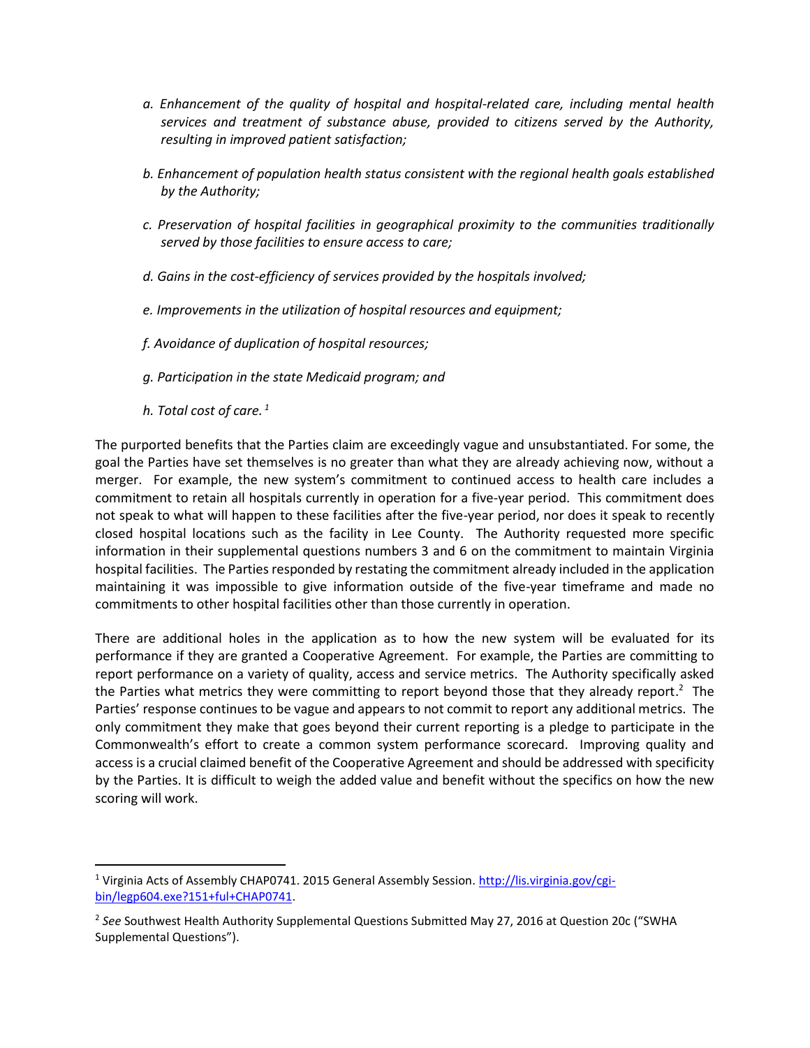*a. Enhancement of the quality of hospital and hospital-related care, including mental health services and treatment of substance abuse, provided to citizens served by the Authority, resulting in improved patient satisfaction;*

*b. Enhancement of population health status consistent with the regional health goals established by the Authority;*

*c. Preservation of hospital facilities in geographical proximity to the communities traditionally served by those facilities to ensure access to care;*

*d. Gains in the cost-efficiency of services provided by the hospitals involved;*

*e. Improvements in the utilization of hospital resources and equipment;*

*f. Avoidance of duplication of hospital resources;*

*g. Participation in the state Medicaid program; and*

*h. Total cost of care.* [1]

The purported benefits that the Parties claim are exceedingly vague and unsubstantiated. For some, the goal the Parties have set themselves is no greater than what they are already achieving now, without a merger. For example, the new system's commitment to continued access to health care includes a commitment to retain all hospitals currently in operation for a five-year period. This commitment does not speak to what will happen to these facilities after the five-year period, nor does it speak to recently closed hospital locations such as the facility in Lee County. The Authority requested more specific information in their supplemental questions numbers 3 and 6 on the commitment to maintain Virginia hospital facilities. The Parties responded by restating the commitment already included in the application maintaining it was impossible to give information outside of the five-year timeframe and made no commitments to other hospital facilities other than those currently in operation.

There are additional holes in the application as to how the new system will be evaluated for its performance if they are granted a Cooperative Agreement. For example, the Parties are committing to report performance on a variety of quality, access and service metrics. The Authority specifically asked the Parties what metrics they were committing to report beyond those that they already report.[2] The Parties' response continues to be vague and appears to not commit to report any additional metrics. The only commitment they make that goes beyond their current reporting is a pledge to participate in the Commonwealth's effort to create a common system performance scorecard. Improving quality and access is a crucial claimed benefit of the Cooperative Agreement and should be addressed with specificity by the Parties. It is difficult to weigh the added value and benefit without the specifics on how the new scoring will work.

---

[1] Virginia Acts of Assembly CHAP0741. 2015 General Assembly Session. http://lis.virginia.gov/cgi-bin/legp604.exe?151+ful+CHAP0741.

[2] *See* Southwest Health Authority Supplemental Questions Submitted May 27, 2016 at Question 20c ("SWHA Supplemental Questions").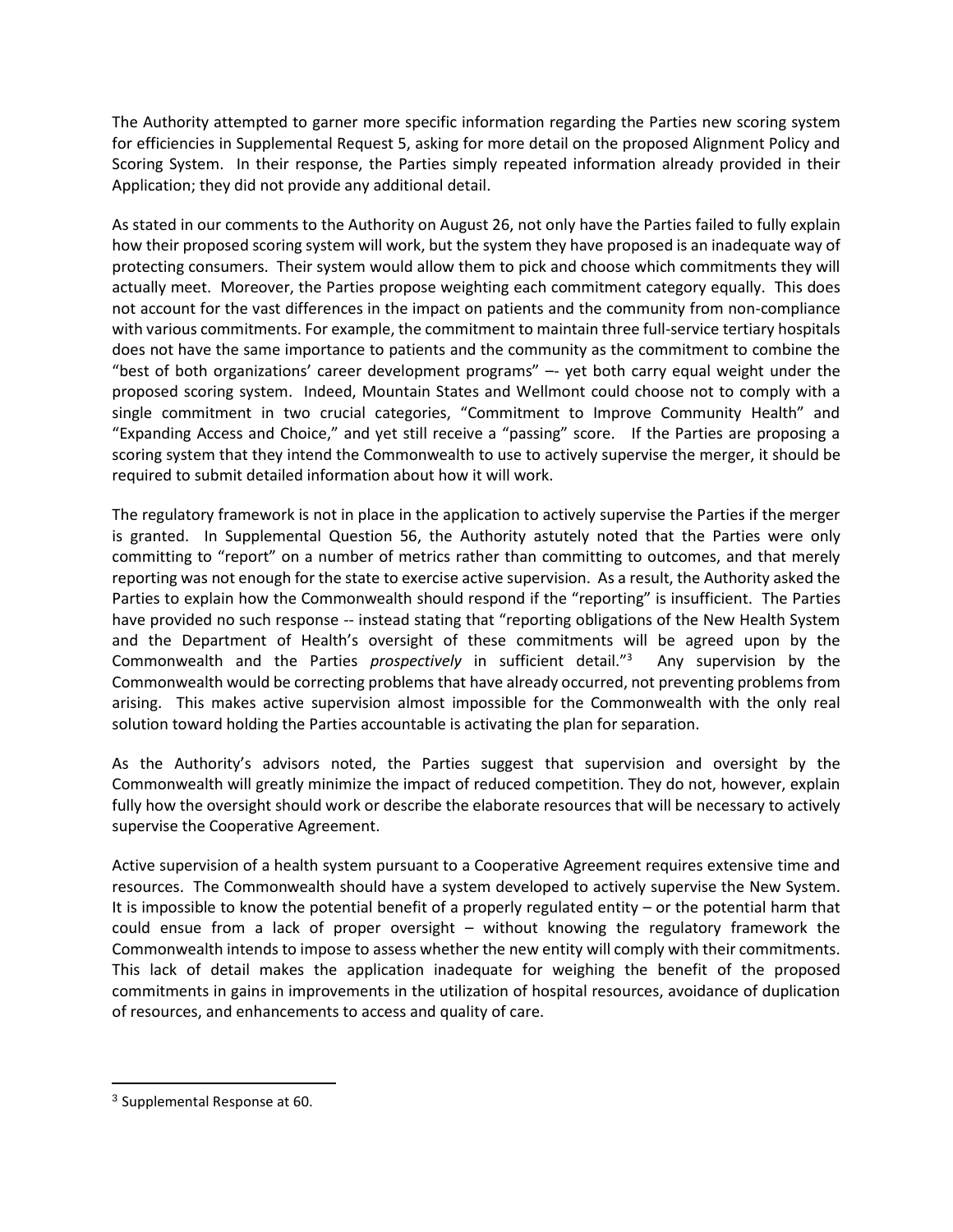The Authority attempted to garner more specific information regarding the Parties new scoring system for efficiencies in Supplemental Request 5, asking for more detail on the proposed Alignment Policy and Scoring System. In their response, the Parties simply repeated information already provided in their Application; they did not provide any additional detail.

As stated in our comments to the Authority on August 26, not only have the Parties failed to fully explain how their proposed scoring system will work, but the system they have proposed is an inadequate way of protecting consumers. Their system would allow them to pick and choose which commitments they will actually meet. Moreover, the Parties propose weighting each commitment category equally. This does not account for the vast differences in the impact on patients and the community from non-compliance with various commitments. For example, the commitment to maintain three full-service tertiary hospitals does not have the same importance to patients and the community as the commitment to combine the "best of both organizations' career development programs" –- yet both carry equal weight under the proposed scoring system. Indeed, Mountain States and Wellmont could choose not to comply with a single commitment in two crucial categories, "Commitment to Improve Community Health" and "Expanding Access and Choice," and yet still receive a "passing" score. If the Parties are proposing a scoring system that they intend the Commonwealth to use to actively supervise the merger, it should be required to submit detailed information about how it will work.

The regulatory framework is not in place in the application to actively supervise the Parties if the merger is granted. In Supplemental Question 56, the Authority astutely noted that the Parties were only committing to "report" on a number of metrics rather than committing to outcomes, and that merely reporting was not enough for the state to exercise active supervision. As a result, the Authority asked the Parties to explain how the Commonwealth should respond if the "reporting" is insufficient. The Parties have provided no such response -- instead stating that "reporting obligations of the New Health System and the Department of Health's oversight of these commitments will be agreed upon by the Commonwealth and the Parties *prospectively* in sufficient detail."[3] Any supervision by the Commonwealth would be correcting problems that have already occurred, not preventing problems from arising. This makes active supervision almost impossible for the Commonwealth with the only real solution toward holding the Parties accountable is activating the plan for separation.

As the Authority's advisors noted, the Parties suggest that supervision and oversight by the Commonwealth will greatly minimize the impact of reduced competition. They do not, however, explain fully how the oversight should work or describe the elaborate resources that will be necessary to actively supervise the Cooperative Agreement.

Active supervision of a health system pursuant to a Cooperative Agreement requires extensive time and resources. The Commonwealth should have a system developed to actively supervise the New System. It is impossible to know the potential benefit of a properly regulated entity – or the potential harm that could ensue from a lack of proper oversight – without knowing the regulatory framework the Commonwealth intends to impose to assess whether the new entity will comply with their commitments. This lack of detail makes the application inadequate for weighing the benefit of the proposed commitments in gains in improvements in the utilization of hospital resources, avoidance of duplication of resources, and enhancements to access and quality of care.

---

[3] Supplemental Response at 60.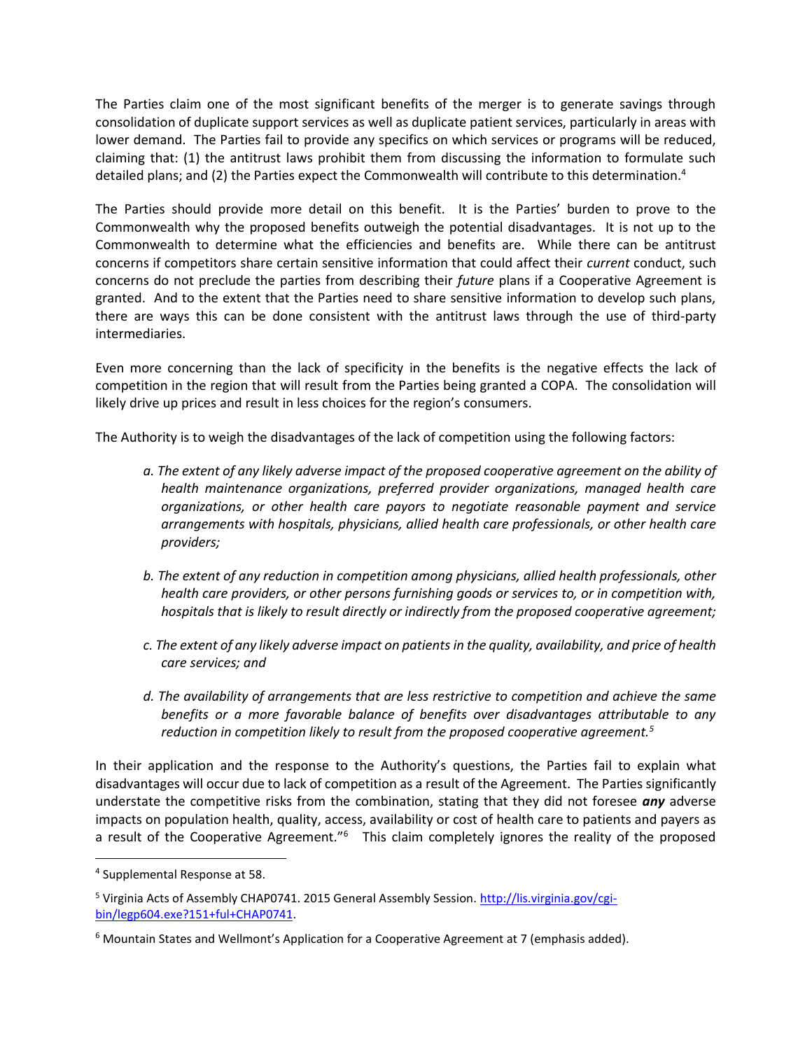The Parties claim one of the most significant benefits of the merger is to generate savings through consolidation of duplicate support services as well as duplicate patient services, particularly in areas with lower demand. The Parties fail to provide any specifics on which services or programs will be reduced, claiming that: (1) the antitrust laws prohibit them from discussing the information to formulate such detailed plans; and (2) the Parties expect the Commonwealth will contribute to this determination.[4]

The Parties should provide more detail on this benefit. It is the Parties' burden to prove to the Commonwealth why the proposed benefits outweigh the potential disadvantages. It is not up to the Commonwealth to determine what the efficiencies and benefits are. While there can be antitrust concerns if competitors share certain sensitive information that could affect their *current* conduct, such concerns do not preclude the parties from describing their *future* plans if a Cooperative Agreement is granted. And to the extent that the Parties need to share sensitive information to develop such plans, there are ways this can be done consistent with the antitrust laws through the use of third-party intermediaries.

Even more concerning than the lack of specificity in the benefits is the negative effects the lack of competition in the region that will result from the Parties being granted a COPA. The consolidation will likely drive up prices and result in less choices for the region's consumers.

The Authority is to weigh the disadvantages of the lack of competition using the following factors:

> *a. The extent of any likely adverse impact of the proposed cooperative agreement on the ability of health maintenance organizations, preferred provider organizations, managed health care organizations, or other health care payors to negotiate reasonable payment and service arrangements with hospitals, physicians, allied health care professionals, or other health care providers;*
>
> *b. The extent of any reduction in competition among physicians, allied health professionals, other health care providers, or other persons furnishing goods or services to, or in competition with, hospitals that is likely to result directly or indirectly from the proposed cooperative agreement;*
>
> *c. The extent of any likely adverse impact on patients in the quality, availability, and price of health care services; and*
>
> *d. The availability of arrangements that are less restrictive to competition and achieve the same benefits or a more favorable balance of benefits over disadvantages attributable to any reduction in competition likely to result from the proposed cooperative agreement.*[5]

In their application and the response to the Authority's questions, the Parties fail to explain what disadvantages will occur due to lack of competition as a result of the Agreement. The Parties significantly understate the competitive risks from the combination, stating that they did not foresee ***any*** adverse impacts on population health, quality, access, availability or cost of health care to patients and payers as a result of the Cooperative Agreement."[6] This claim completely ignores the reality of the proposed

---

[4] Supplemental Response at 58.

[5] Virginia Acts of Assembly CHAP0741. 2015 General Assembly Session. http://lis.virginia.gov/cgi-bin/legp604.exe?151+ful+CHAP0741.

[6] Mountain States and Wellmont's Application for a Cooperative Agreement at 7 (emphasis added).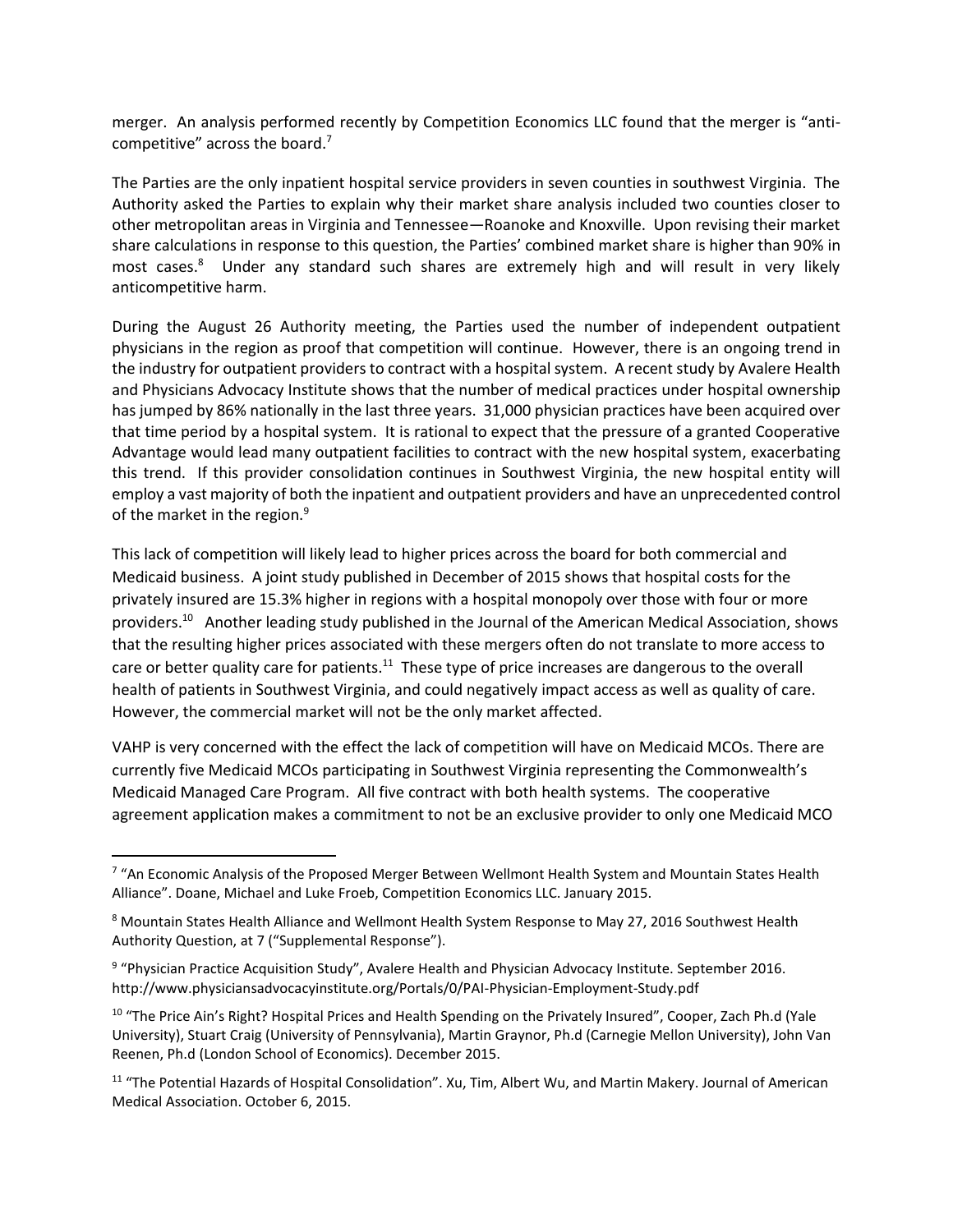merger. An analysis performed recently by Competition Economics LLC found that the merger is "anti-competitive" across the board.[7]

The Parties are the only inpatient hospital service providers in seven counties in southwest Virginia. The Authority asked the Parties to explain why their market share analysis included two counties closer to other metropolitan areas in Virginia and Tennessee—Roanoke and Knoxville. Upon revising their market share calculations in response to this question, the Parties' combined market share is higher than 90% in most cases.[8] Under any standard such shares are extremely high and will result in very likely anticompetitive harm.

During the August 26 Authority meeting, the Parties used the number of independent outpatient physicians in the region as proof that competition will continue. However, there is an ongoing trend in the industry for outpatient providers to contract with a hospital system. A recent study by Avalere Health and Physicians Advocacy Institute shows that the number of medical practices under hospital ownership has jumped by 86% nationally in the last three years. 31,000 physician practices have been acquired over that time period by a hospital system. It is rational to expect that the pressure of a granted Cooperative Advantage would lead many outpatient facilities to contract with the new hospital system, exacerbating this trend. If this provider consolidation continues in Southwest Virginia, the new hospital entity will employ a vast majority of both the inpatient and outpatient providers and have an unprecedented control of the market in the region.[9]

This lack of competition will likely lead to higher prices across the board for both commercial and Medicaid business. A joint study published in December of 2015 shows that hospital costs for the privately insured are 15.3% higher in regions with a hospital monopoly over those with four or more providers.[10] Another leading study published in the Journal of the American Medical Association, shows that the resulting higher prices associated with these mergers often do not translate to more access to care or better quality care for patients.[11] These type of price increases are dangerous to the overall health of patients in Southwest Virginia, and could negatively impact access as well as quality of care. However, the commercial market will not be the only market affected.

VAHP is very concerned with the effect the lack of competition will have on Medicaid MCOs. There are currently five Medicaid MCOs participating in Southwest Virginia representing the Commonwealth's Medicaid Managed Care Program. All five contract with both health systems. The cooperative agreement application makes a commitment to not be an exclusive provider to only one Medicaid MCO

---

[7] "An Economic Analysis of the Proposed Merger Between Wellmont Health System and Mountain States Health Alliance". Doane, Michael and Luke Froeb, Competition Economics LLC. January 2015.

[8] Mountain States Health Alliance and Wellmont Health System Response to May 27, 2016 Southwest Health Authority Question, at 7 ("Supplemental Response").

[9] "Physician Practice Acquisition Study", Avalere Health and Physician Advocacy Institute. September 2016. http://www.physiciansadvocacyinstitute.org/Portals/0/PAI-Physician-Employment-Study.pdf

[10] "The Price Ain't Right? Hospital Prices and Health Spending on the Privately Insured", Cooper, Zach Ph.d (Yale University), Stuart Craig (University of Pennsylvania), Martin Graynor, Ph.d (Carnegie Mellon University), John Van Reenen, Ph.d (London School of Economics). December 2015.

[11] "The Potential Hazards of Hospital Consolidation". Xu, Tim, Albert Wu, and Martin Makery. Journal of American Medical Association. October 6, 2015.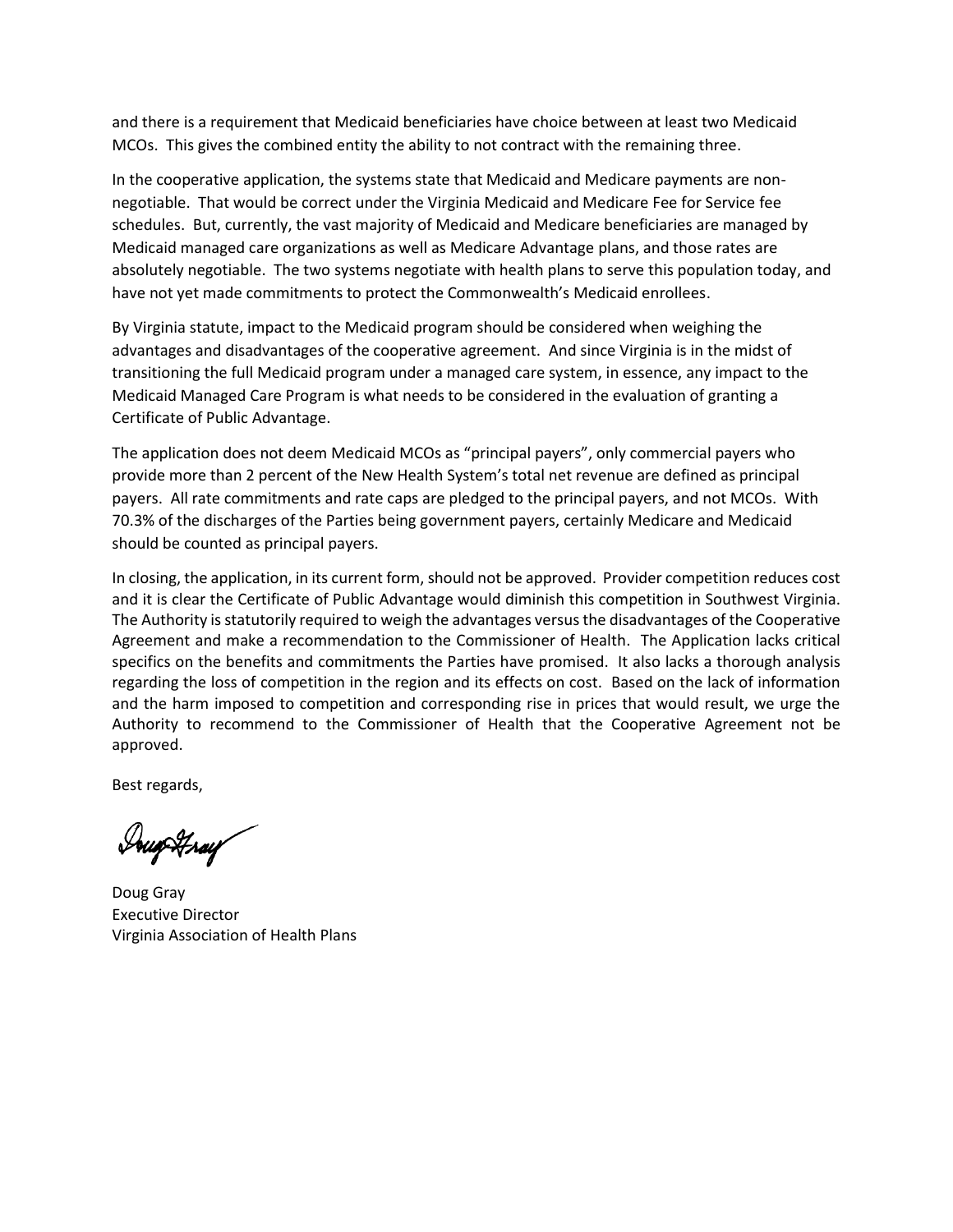and there is a requirement that Medicaid beneficiaries have choice between at least two Medicaid MCOs. This gives the combined entity the ability to not contract with the remaining three.

In the cooperative application, the systems state that Medicaid and Medicare payments are non-negotiable. That would be correct under the Virginia Medicaid and Medicare Fee for Service fee schedules. But, currently, the vast majority of Medicaid and Medicare beneficiaries are managed by Medicaid managed care organizations as well as Medicare Advantage plans, and those rates are absolutely negotiable. The two systems negotiate with health plans to serve this population today, and have not yet made commitments to protect the Commonwealth's Medicaid enrollees.

By Virginia statute, impact to the Medicaid program should be considered when weighing the advantages and disadvantages of the cooperative agreement. And since Virginia is in the midst of transitioning the full Medicaid program under a managed care system, in essence, any impact to the Medicaid Managed Care Program is what needs to be considered in the evaluation of granting a Certificate of Public Advantage.

The application does not deem Medicaid MCOs as "principal payers", only commercial payers who provide more than 2 percent of the New Health System's total net revenue are defined as principal payers. All rate commitments and rate caps are pledged to the principal payers, and not MCOs. With 70.3% of the discharges of the Parties being government payers, certainly Medicare and Medicaid should be counted as principal payers.

In closing, the application, in its current form, should not be approved. Provider competition reduces cost and it is clear the Certificate of Public Advantage would diminish this competition in Southwest Virginia. The Authority is statutorily required to weigh the advantages versus the disadvantages of the Cooperative Agreement and make a recommendation to the Commissioner of Health. The Application lacks critical specifics on the benefits and commitments the Parties have promised. It also lacks a thorough analysis regarding the loss of competition in the region and its effects on cost. Based on the lack of information and the harm imposed to competition and corresponding rise in prices that would result, we urge the Authority to recommend to the Commissioner of Health that the Cooperative Agreement not be approved.

Best regards,

Doug Gray
Executive Director
Virginia Association of Health Plans